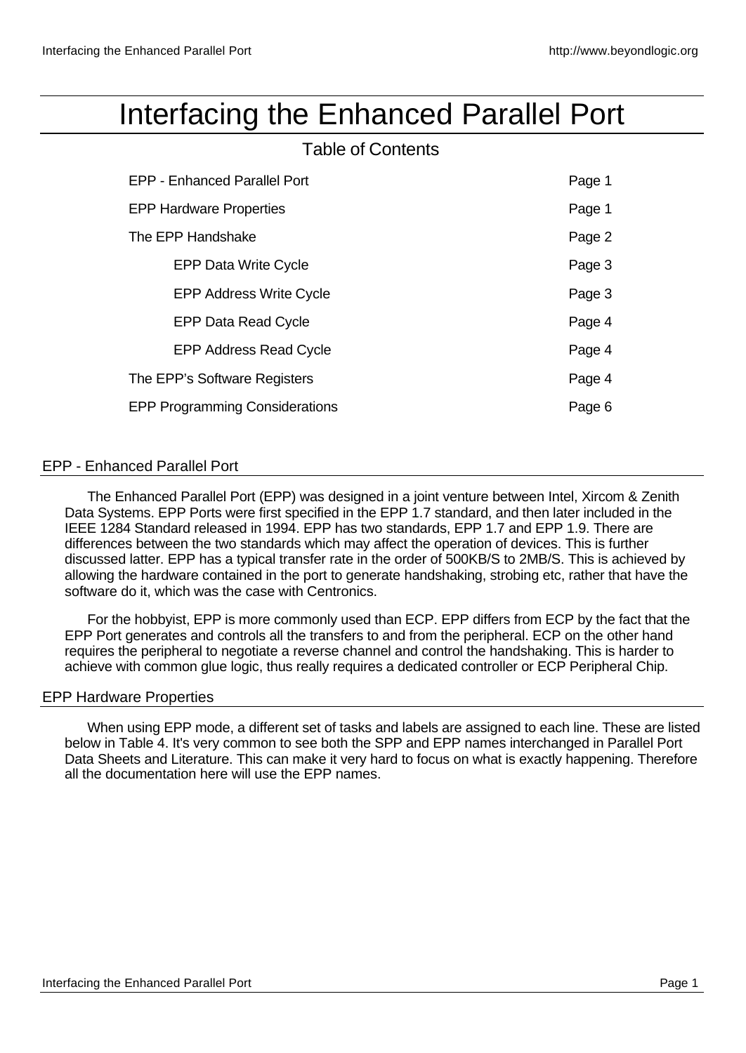# Interfacing the Enhanced Parallel Port

## Table of Contents

| | |
|---|---|
| EPP - Enhanced Parallel Port | Page 1 |
| EPP Hardware Properties | Page 1 |
| The EPP Handshake | Page 2 |
| EPP Data Write Cycle | Page 3 |
| EPP Address Write Cycle | Page 3 |
| EPP Data Read Cycle | Page 4 |
| EPP Address Read Cycle | Page 4 |
| The EPP's Software Registers | Page 4 |
| EPP Programming Considerations | Page 6 |

## EPP - Enhanced Parallel Port

The Enhanced Parallel Port (EPP) was designed in a joint venture between Intel, Xircom & Zenith Data Systems. EPP Ports were first specified in the EPP 1.7 standard, and then later included in the IEEE 1284 Standard released in 1994. EPP has two standards, EPP 1.7 and EPP 1.9. There are differences between the two standards which may affect the operation of devices. This is further discussed latter. EPP has a typical transfer rate in the order of 500KB/S to 2MB/S. This is achieved by allowing the hardware contained in the port to generate handshaking, strobing etc, rather that have the software do it, which was the case with Centronics.

For the hobbyist, EPP is more commonly used than ECP. EPP differs from ECP by the fact that the EPP Port generates and controls all the transfers to and from the peripheral. ECP on the other hand requires the peripheral to negotiate a reverse channel and control the handshaking. This is harder to achieve with common glue logic, thus really requires a dedicated controller or ECP Peripheral Chip.

## EPP Hardware Properties

When using EPP mode, a different set of tasks and labels are assigned to each line. These are listed below in Table 4. It's very common to see both the SPP and EPP names interchanged in Parallel Port Data Sheets and Literature. This can make it very hard to focus on what is exactly happening. Therefore all the documentation here will use the EPP names.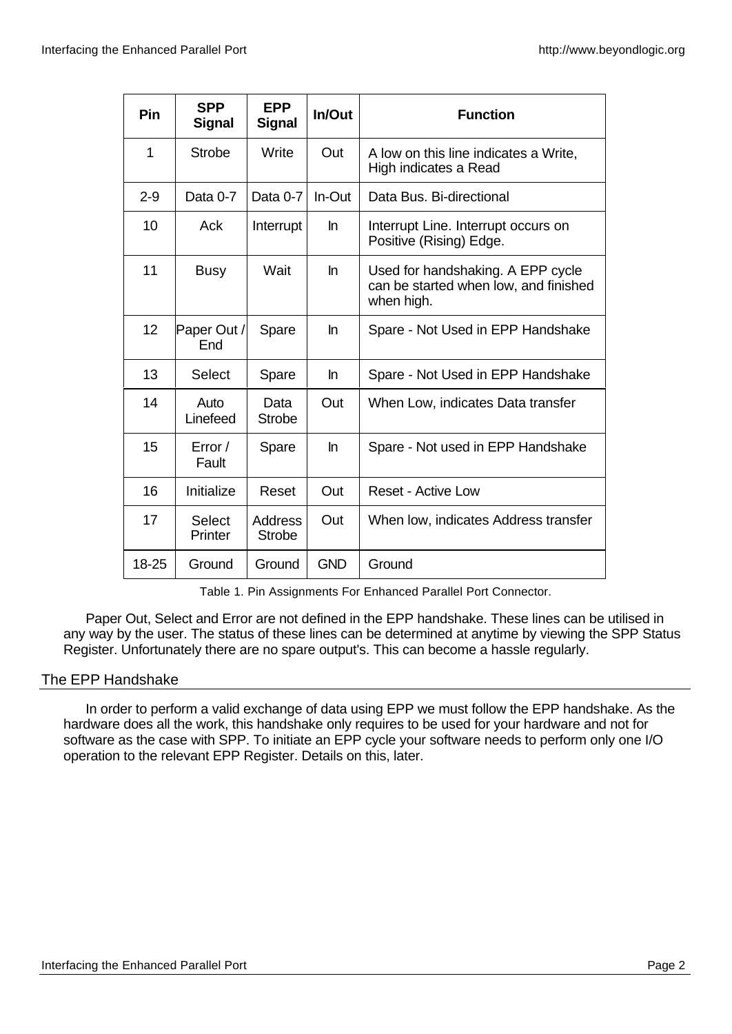| Pin | SPP Signal | EPP Signal | In/Out | Function |
|---|---|---|---|---|
| 1 | Strobe | Write | Out | A low on this line indicates a Write, High indicates a Read |
| 2-9 | Data 0-7 | Data 0-7 | In-Out | Data Bus. Bi-directional |
| 10 | Ack | Interrupt | In | Interrupt Line. Interrupt occurs on Positive (Rising) Edge. |
| 11 | Busy | Wait | In | Used for handshaking. A EPP cycle can be started when low, and finished when high. |
| 12 | Paper Out / End | Spare | In | Spare - Not Used in EPP Handshake |
| 13 | Select | Spare | In | Spare - Not Used in EPP Handshake |
| 14 | Auto Linefeed | Data Strobe | Out | When Low, indicates Data transfer |
| 15 | Error / Fault | Spare | In | Spare - Not used in EPP Handshake |
| 16 | Initialize | Reset | Out | Reset - Active Low |
| 17 | Select Printer | Address Strobe | Out | When low, indicates Address transfer |
| 18-25 | Ground | Ground | GND | Ground |

Table 1. Pin Assignments For Enhanced Parallel Port Connector.

Paper Out, Select and Error are not defined in the EPP handshake. These lines can be utilised in any way by the user. The status of these lines can be determined at anytime by viewing the SPP Status Register. Unfortunately there are no spare output's. This can become a hassle regularly.

## The EPP Handshake

In order to perform a valid exchange of data using EPP we must follow the EPP handshake. As the hardware does all the work, this handshake only requires to be used for your hardware and not for software as the case with SPP. To initiate an EPP cycle your software needs to perform only one I/O operation to the relevant EPP Register. Details on this, later.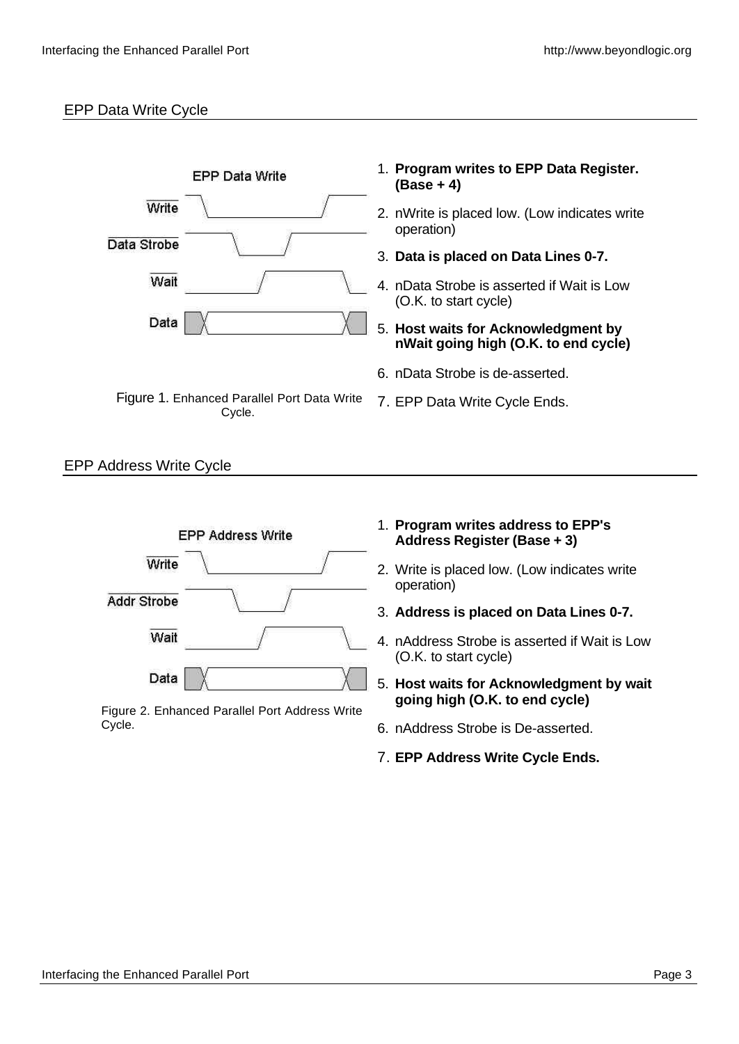## EPP Data Write Cycle

1. **Program writes to EPP Data Register. (Base + 4)**
2. nWrite is placed low. (Low indicates write operation)
3. **Data is placed on Data Lines 0-7.**
4. nData Strobe is asserted if Wait is Low (O.K. to start cycle)
5. **Host waits for Acknowledgment by nWait going high (O.K. to end cycle)**
6. nData Strobe is de-asserted.
7. EPP Data Write Cycle Ends.

Figure 1. Enhanced Parallel Port Data Write Cycle.

## EPP Address Write Cycle

1. **Program writes address to EPP's Address Register (Base + 3)**
2. Write is placed low. (Low indicates write operation)
3. **Address is placed on Data Lines 0-7.**
4. nAddress Strobe is asserted if Wait is Low (O.K. to start cycle)
5. **Host waits for Acknowledgment by wait going high (O.K. to end cycle)**
6. nAddress Strobe is De-asserted.
7. **EPP Address Write Cycle Ends.**

Figure 2. Enhanced Parallel Port Address Write Cycle.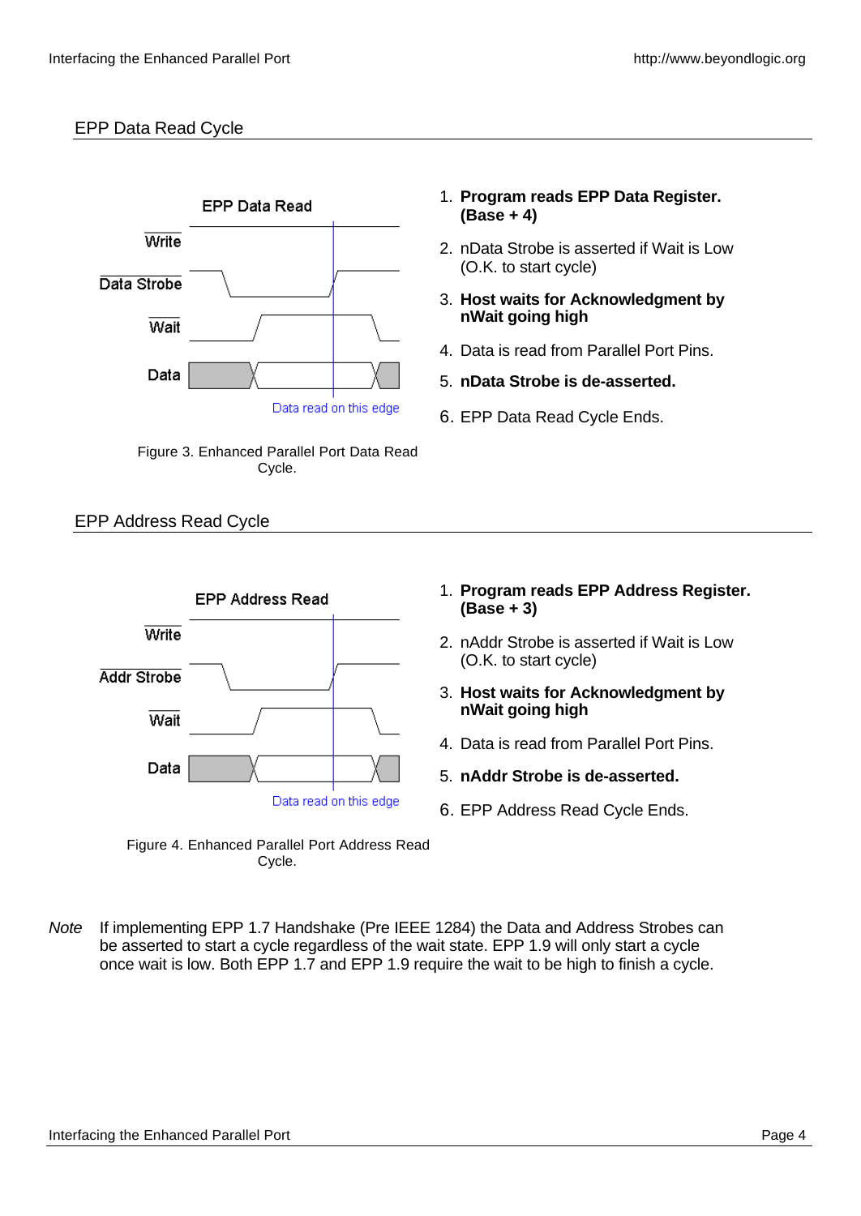## EPP Data Read Cycle

1. **Program reads EPP Data Register. (Base + 4)**
2. nData Strobe is asserted if Wait is Low (O.K. to start cycle)
3. **Host waits for Acknowledgment by nWait going high**
4. Data is read from Parallel Port Pins.
5. **nData Strobe is de-asserted.**
6. EPP Data Read Cycle Ends.

Figure 3. Enhanced Parallel Port Data Read Cycle.

## EPP Address Read Cycle

1. **Program reads EPP Address Register. (Base + 3)**
2. nAddr Strobe is asserted if Wait is Low (O.K. to start cycle)
3. **Host waits for Acknowledgment by nWait going high**
4. Data is read from Parallel Port Pins.
5. **nAddr Strobe is de-asserted.**
6. EPP Address Read Cycle Ends.

Figure 4. Enhanced Parallel Port Address Read Cycle.

*Note* If implementing EPP 1.7 Handshake (Pre IEEE 1284) the Data and Address Strobes can be asserted to start a cycle regardless of the wait state. EPP 1.9 will only start a cycle once wait is low. Both EPP 1.7 and EPP 1.9 require the wait to be high to finish a cycle.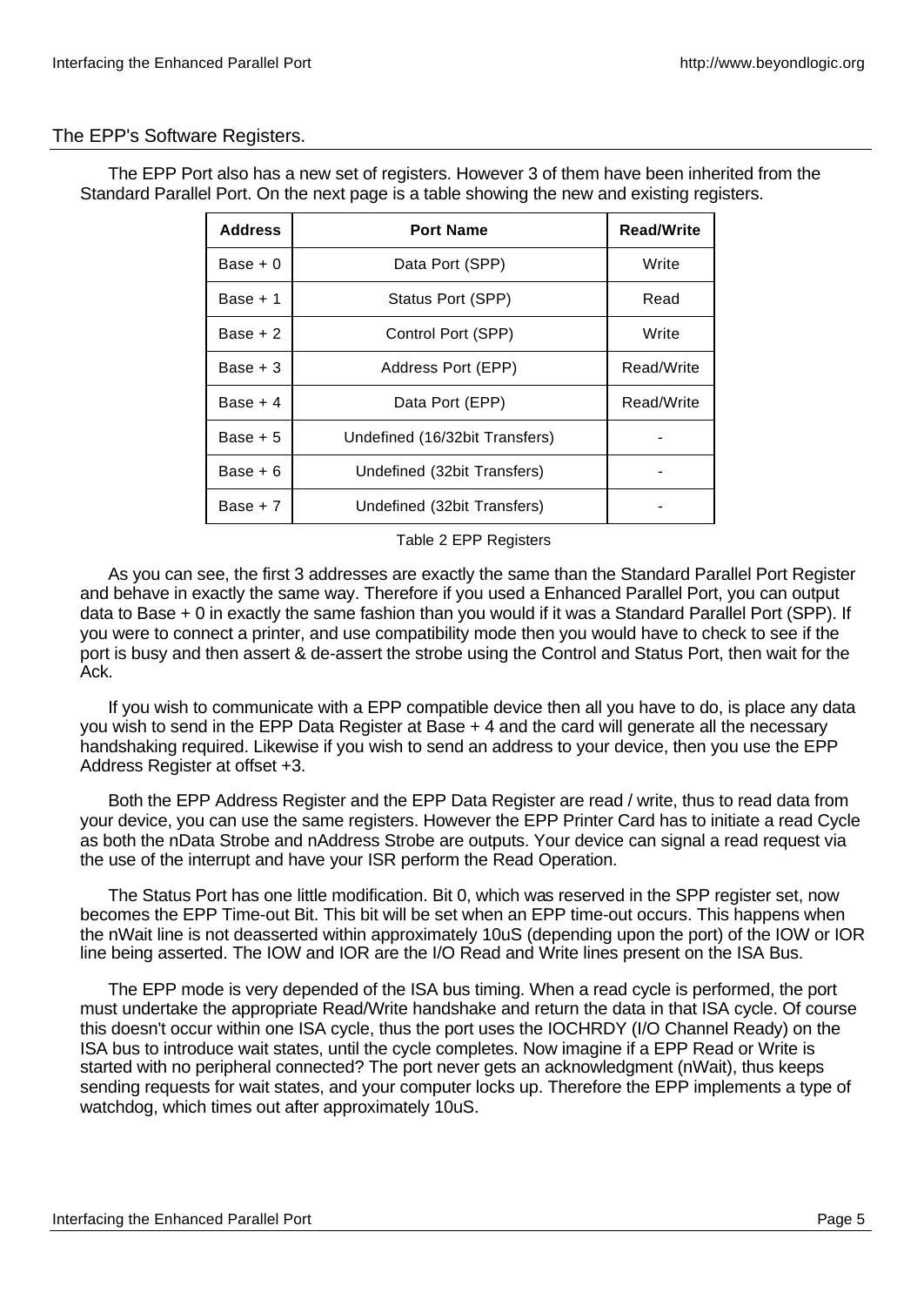## The EPP's Software Registers.

The EPP Port also has a new set of registers. However 3 of them have been inherited from the Standard Parallel Port. On the next page is a table showing the new and existing registers.

| Address | Port Name | Read/Write |
|---|---|---|
| Base + 0 | Data Port (SPP) | Write |
| Base + 1 | Status Port (SPP) | Read |
| Base + 2 | Control Port (SPP) | Write |
| Base + 3 | Address Port (EPP) | Read/Write |
| Base + 4 | Data Port (EPP) | Read/Write |
| Base + 5 | Undefined (16/32bit Transfers) | - |
| Base + 6 | Undefined (32bit Transfers) | - |
| Base + 7 | Undefined (32bit Transfers) | - |

Table 2 EPP Registers

As you can see, the first 3 addresses are exactly the same than the Standard Parallel Port Register and behave in exactly the same way. Therefore if you used a Enhanced Parallel Port, you can output data to Base + 0 in exactly the same fashion than you would if it was a Standard Parallel Port (SPP). If you were to connect a printer, and use compatibility mode then you would have to check to see if the port is busy and then assert & de-assert the strobe using the Control and Status Port, then wait for the Ack.

If you wish to communicate with a EPP compatible device then all you have to do, is place any data you wish to send in the EPP Data Register at Base + 4 and the card will generate all the necessary handshaking required. Likewise if you wish to send an address to your device, then you use the EPP Address Register at offset +3.

Both the EPP Address Register and the EPP Data Register are read / write, thus to read data from your device, you can use the same registers. However the EPP Printer Card has to initiate a read Cycle as both the nData Strobe and nAddress Strobe are outputs. Your device can signal a read request via the use of the interrupt and have your ISR perform the Read Operation.

The Status Port has one little modification. Bit 0, which was reserved in the SPP register set, now becomes the EPP Time-out Bit. This bit will be set when an EPP time-out occurs. This happens when the nWait line is not deasserted within approximately 10uS (depending upon the port) of the IOW or IOR line being asserted. The IOW and IOR are the I/O Read and Write lines present on the ISA Bus.

The EPP mode is very depended of the ISA bus timing. When a read cycle is performed, the port must undertake the appropriate Read/Write handshake and return the data in that ISA cycle. Of course this doesn't occur within one ISA cycle, thus the port uses the IOCHRDY (I/O Channel Ready) on the ISA bus to introduce wait states, until the cycle completes. Now imagine if a EPP Read or Write is started with no peripheral connected? The port never gets an acknowledgment (nWait), thus keeps sending requests for wait states, and your computer locks up. Therefore the EPP implements a type of watchdog, which times out after approximately 10uS.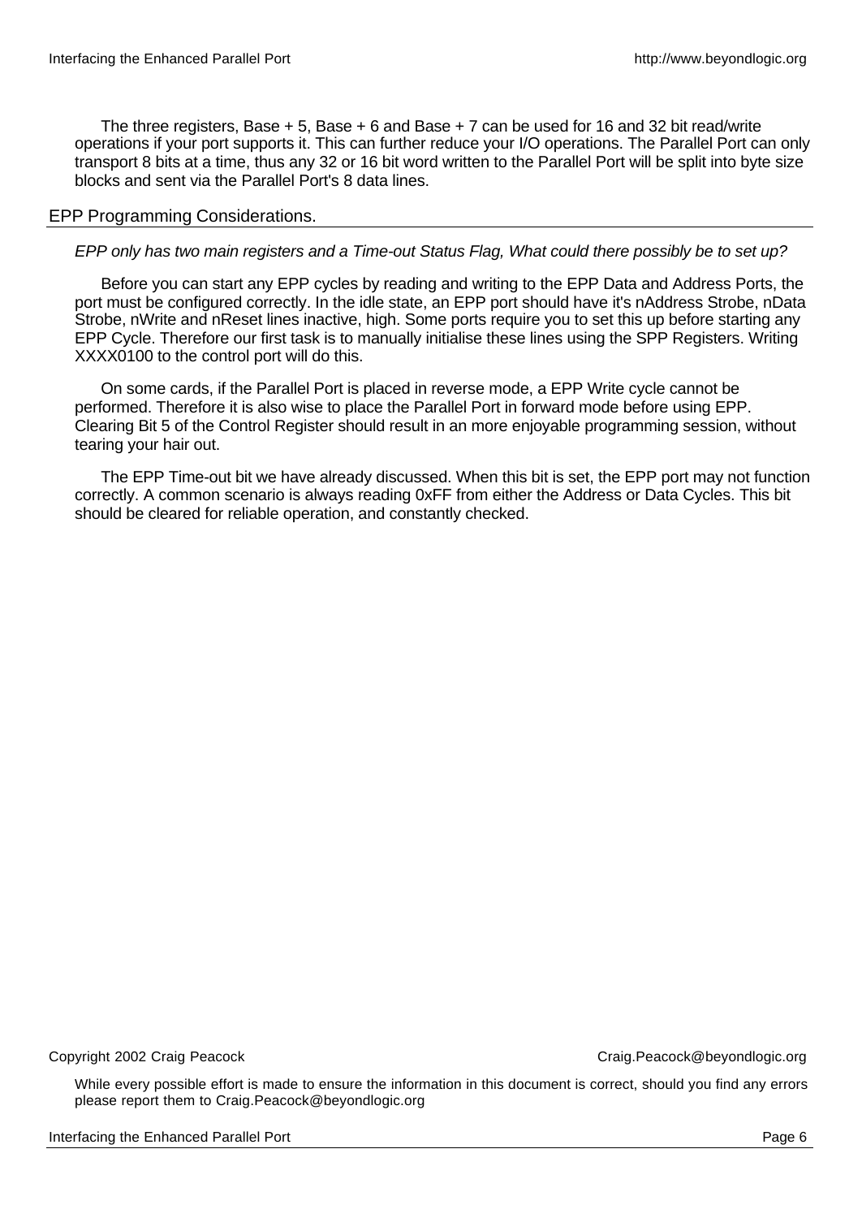The three registers, Base + 5, Base + 6 and Base + 7 can be used for 16 and 32 bit read/write operations if your port supports it. This can further reduce your I/O operations. The Parallel Port can only transport 8 bits at a time, thus any 32 or 16 bit word written to the Parallel Port will be split into byte size blocks and sent via the Parallel Port's 8 data lines.

## EPP Programming Considerations.

*EPP only has two main registers and a Time-out Status Flag, What could there possibly be to set up?*

Before you can start any EPP cycles by reading and writing to the EPP Data and Address Ports, the port must be configured correctly. In the idle state, an EPP port should have it's nAddress Strobe, nData Strobe, nWrite and nReset lines inactive, high. Some ports require you to set this up before starting any EPP Cycle. Therefore our first task is to manually initialise these lines using the SPP Registers. Writing XXXX0100 to the control port will do this.

On some cards, if the Parallel Port is placed in reverse mode, a EPP Write cycle cannot be performed. Therefore it is also wise to place the Parallel Port in forward mode before using EPP. Clearing Bit 5 of the Control Register should result in an more enjoyable programming session, without tearing your hair out.

The EPP Time-out bit we have already discussed. When this bit is set, the EPP port may not function correctly. A common scenario is always reading 0xFF from either the Address or Data Cycles. This bit should be cleared for reliable operation, and constantly checked.

Copyright 2002 Craig Peacock Craig.Peacock@beyondlogic.org

While every possible effort is made to ensure the information in this document is correct, should you find any errors please report them to Craig.Peacock@beyondlogic.org